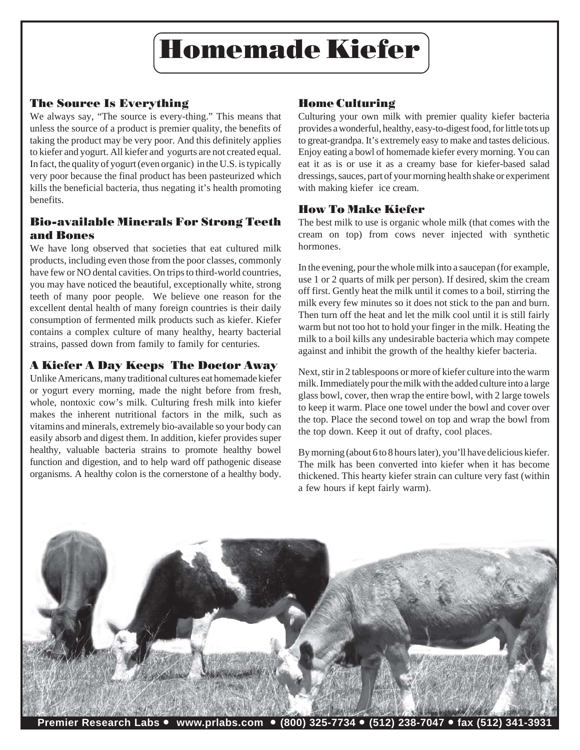# Homemade Kiefer

## The Source Is Everything

We always say, "The source is every-thing." This means that unless the source of a product is premier quality, the benefits of taking the product may be very poor. And this definitely applies to kiefer and yogurt. All kiefer and yogurts are not created equal. In fact, the quality of yogurt (even organic) in the U.S. is typically very poor because the final product has been pasteurized which kills the beneficial bacteria, thus negating it's health promoting benefits.

## Bio-available Minerals For Strong Teeth and Bones

We have long observed that societies that eat cultured milk products, including even those from the poor classes, commonly have few or NO dental cavities. On trips to third-world countries, you may have noticed the beautiful, exceptionally white, strong teeth of many poor people. We believe one reason for the excellent dental health of many foreign countries is their daily consumption of fermented milk products such as kiefer. Kiefer contains a complex culture of many healthy, hearty bacterial strains, passed down from family to family for centuries.

## A Kiefer A Day Keeps The Doctor Away

Unlike Americans, many traditional cultures eat homemade kiefer or yogurt every morning, made the night before from fresh, whole, nontoxic cow's milk. Culturing fresh milk into kiefer makes the inherent nutritional factors in the milk, such as vitamins and minerals, extremely bio-available so your body can easily absorb and digest them. In addition, kiefer provides super healthy, valuable bacteria strains to promote healthy bowel function and digestion, and to help ward off pathogenic disease organisms. A healthy colon is the cornerstone of a healthy body.

## Home Culturing

Culturing your own milk with premier quality kiefer bacteria provides a wonderful, healthy, easy-to-digest food, for little tots up to great-grandpa. It's extremely easy to make and tastes delicious. Enjoy eating a bowl of homemade kiefer every morning. You can eat it as is or use it as a creamy base for kiefer-based salad dressings, sauces, part of your morning health shake or experiment with making kiefer ice cream.

## How To Make Kiefer

The best milk to use is organic whole milk (that comes with the cream on top) from cows never injected with synthetic hormones.

In the evening, pour the whole milk into a saucepan (for example, use 1 or 2 quarts of milk per person). If desired, skim the cream off first. Gently heat the milk until it comes to a boil, stirring the milk every few minutes so it does not stick to the pan and burn. Then turn off the heat and let the milk cool until it is still fairly warm but not too hot to hold your finger in the milk. Heating the milk to a boil kills any undesirable bacteria which may compete against and inhibit the growth of the healthy kiefer bacteria.

Next, stir in 2 tablespoons or more of kiefer culture into the warm milk. Immediately pour the milk with the added culture into a large glass bowl, cover, then wrap the entire bowl, with 2 large towels to keep it warm. Place one towel under the bowl and cover over the top. Place the second towel on top and wrap the bowl from the top down. Keep it out of drafty, cool places.

By morning (about 6 to 8 hours later), you'll have delicious kiefer. The milk has been converted into kiefer when it has become thickened. This hearty kiefer strain can culture very fast (within a few hours if kept fairly warm).

**Premier Research Labs • www.prlabs.com • (800) 325-7734 • (512) 238-7047 • fax (512) 341-3931**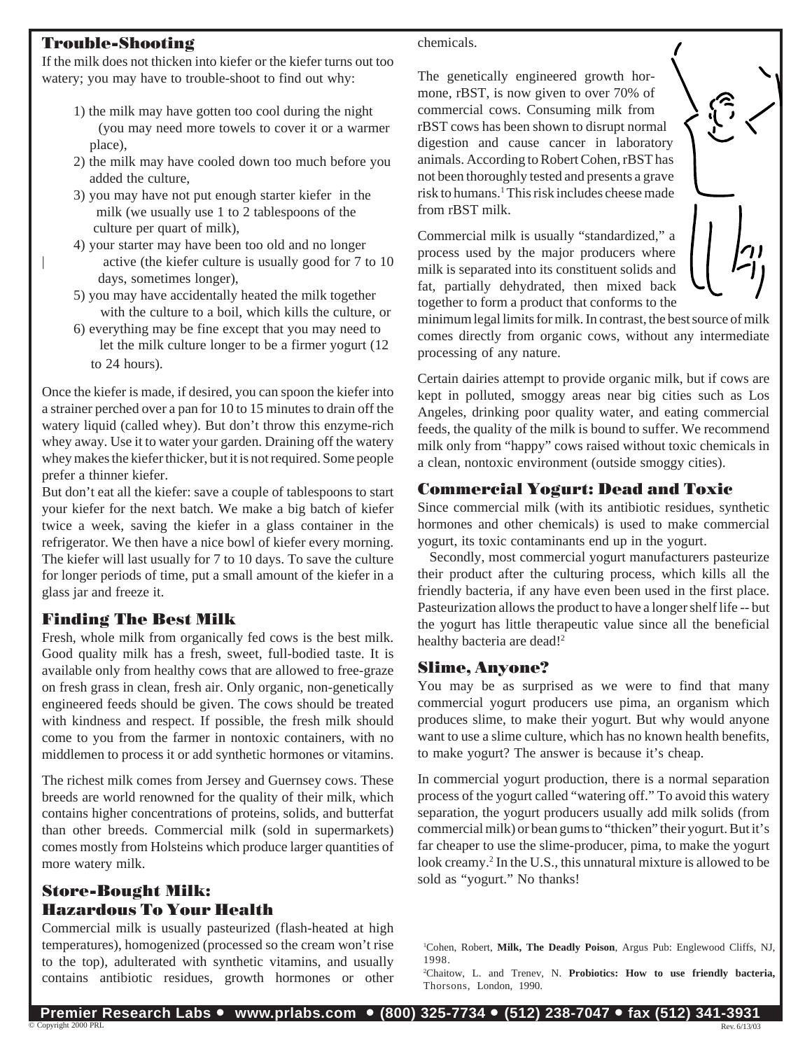## Trouble-Shooting

If the milk does not thicken into kiefer or the kiefer turns out too watery; you may have to trouble-shoot to find out why:

1) the milk may have gotten too cool during the night (you may need more towels to cover it or a warmer place),
2) the milk may have cooled down too much before you added the culture,
3) you may have not put enough starter kiefer in the milk (we usually use 1 to 2 tablespoons of the culture per quart of milk),
4) your starter may have been too old and no longer active (the kiefer culture is usually good for 7 to 10 days, sometimes longer),
5) you may have accidentally heated the milk together with the culture to a boil, which kills the culture, or
6) everything may be fine except that you may need to let the milk culture longer to be a firmer yogurt (12 to 24 hours).

Once the kiefer is made, if desired, you can spoon the kiefer into a strainer perched over a pan for 10 to 15 minutes to drain off the watery liquid (called whey). But don't throw this enzyme-rich whey away. Use it to water your garden. Draining off the watery whey makes the kiefer thicker, but it is not required. Some people prefer a thinner kiefer.

But don't eat all the kiefer: save a couple of tablespoons to start your kiefer for the next batch. We make a big batch of kiefer twice a week, saving the kiefer in a glass container in the refrigerator. We then have a nice bowl of kiefer every morning. The kiefer will last usually for 7 to 10 days. To save the culture for longer periods of time, put a small amount of the kiefer in a glass jar and freeze it.

## Finding The Best Milk

Fresh, whole milk from organically fed cows is the best milk. Good quality milk has a fresh, sweet, full-bodied taste. It is available only from healthy cows that are allowed to free-graze on fresh grass in clean, fresh air. Only organic, non-genetically engineered feeds should be given. The cows should be treated with kindness and respect. If possible, the fresh milk should come to you from the farmer in nontoxic containers, with no middlemen to process it or add synthetic hormones or vitamins.

The richest milk comes from Jersey and Guernsey cows. These breeds are world renowned for the quality of their milk, which contains higher concentrations of proteins, solids, and butterfat than other breeds. Commercial milk (sold in supermarkets) comes mostly from Holsteins which produce larger quantities of more watery milk.

## Store-Bought Milk: Hazardous To Your Health

Commercial milk is usually pasteurized (flash-heated at high temperatures), homogenized (processed so the cream won't rise to the top), adulterated with synthetic vitamins, and usually contains antibiotic residues, growth hormones or other chemicals.

The genetically engineered growth hormone, rBST, is now given to over 70% of commercial cows. Consuming milk from rBST cows has been shown to disrupt normal digestion and cause cancer in laboratory animals. According to Robert Cohen, rBST has not been thoroughly tested and presents a grave risk to humans.[1] This risk includes cheese made from rBST milk.

Commercial milk is usually "standardized," a process used by the major producers where milk is separated into its constituent solids and fat, partially dehydrated, then mixed back together to form a product that conforms to the minimum legal limits for milk. In contrast, the best source of milk comes directly from organic cows, without any intermediate processing of any nature.

Certain dairies attempt to provide organic milk, but if cows are kept in polluted, smoggy areas near big cities such as Los Angeles, drinking poor quality water, and eating commercial feeds, the quality of the milk is bound to suffer. We recommend milk only from "happy" cows raised without toxic chemicals in a clean, nontoxic environment (outside smoggy cities).

## Commercial Yogurt: Dead and Toxic

Since commercial milk (with its antibiotic residues, synthetic hormones and other chemicals) is used to make commercial yogurt, its toxic contaminants end up in the yogurt.

Secondly, most commercial yogurt manufacturers pasteurize their product after the culturing process, which kills all the friendly bacteria, if any have even been used in the first place. Pasteurization allows the product to have a longer shelf life -- but the yogurt has little therapeutic value since all the beneficial healthy bacteria are dead![2]

## Slime, Anyone?

You may be as surprised as we were to find that many commercial yogurt producers use pima, an organism which produces slime, to make their yogurt. But why would anyone want to use a slime culture, which has no known health benefits, to make yogurt? The answer is because it's cheap.

In commercial yogurt production, there is a normal separation process of the yogurt called "watering off." To avoid this watery separation, the yogurt producers usually add milk solids (from commercial milk) or bean gums to "thicken" their yogurt. But it's far cheaper to use the slime-producer, pima, to make the yogurt look creamy.[2] In the U.S., this unnatural mixture is allowed to be sold as "yogurt." No thanks!

[1] Cohen, Robert, **Milk, The Deadly Poison**, Argus Pub: Englewood Cliffs, NJ, 1998.

[2] Chaitow, L. and Trenev, N. **Probiotics: How to use friendly bacteria,** Thorsons, London, 1990.

**Premier Research Labs • www.prlabs.com • (800) 325-7734 • (512) 238-7047 • fax (512) 341-3931**

© Copyright 2000 PRL

Rev. 6/13/03